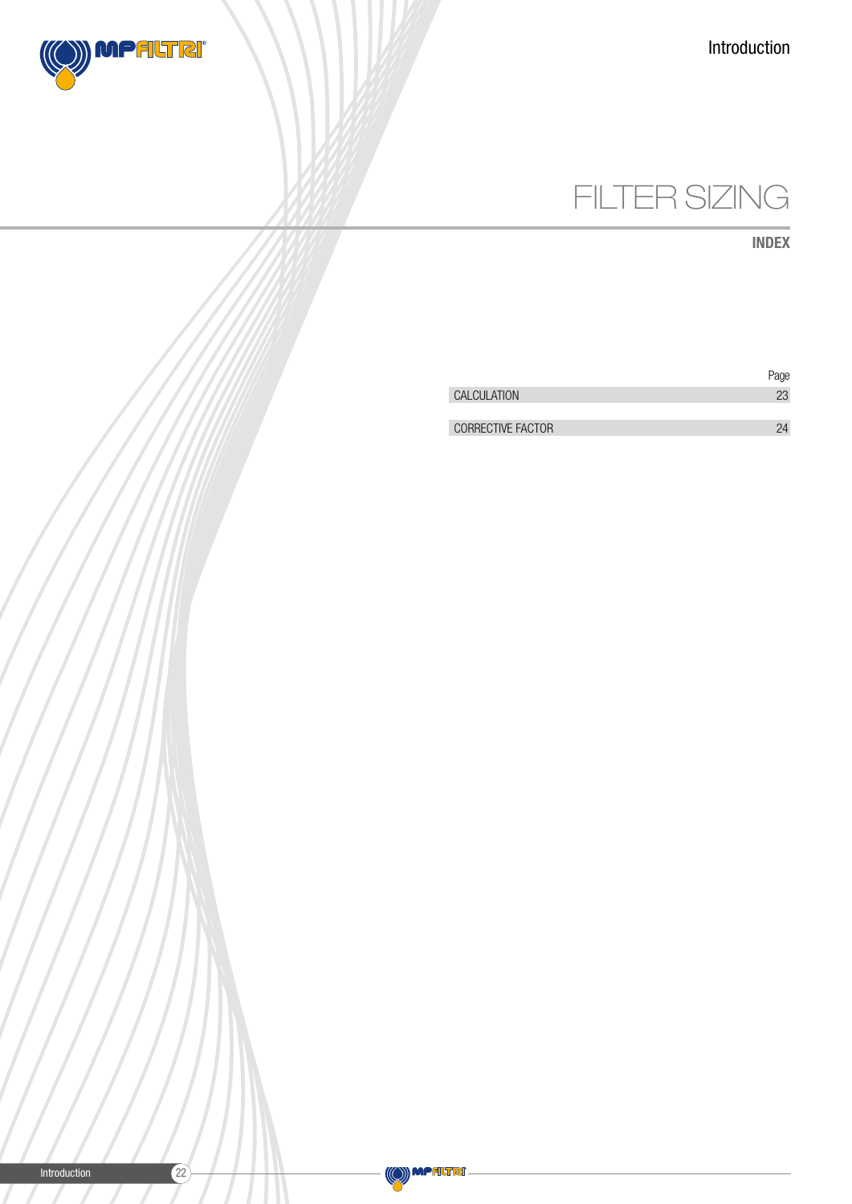# FILTER SIZING

## INDEX

| | Page |
|---|---|
| CALCULATION | 23 |
| CORRECTIVE FACTOR | 24 |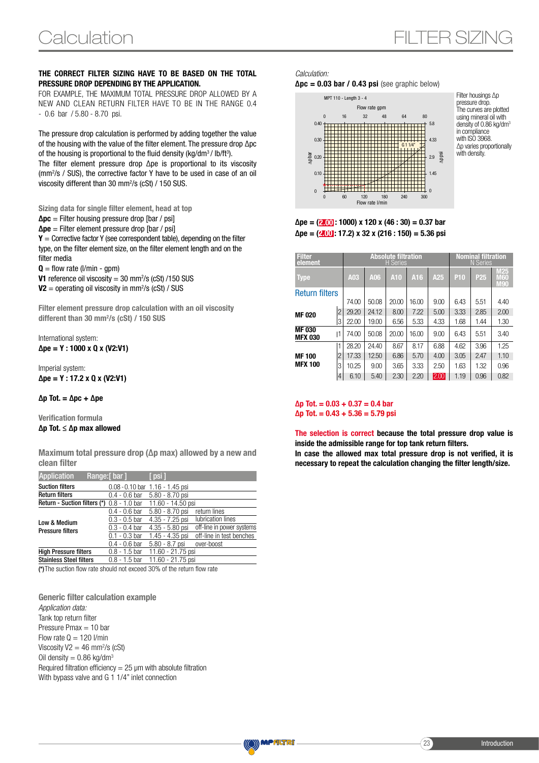# Calculation

## FILTER SIZING

**THE CORRECT FILTER SIZING HAVE TO BE BASED ON THE TOTAL PRESSURE DROP DEPENDING BY THE APPLICATION.**

FOR EXAMPLE, THE MAXIMUM TOTAL PRESSURE DROP ALLOWED BY A NEW AND CLEAN RETURN FILTER HAVE TO BE IN THE RANGE 0.4 - 0.6 bar / 5.80 - 8.70 psi.

The pressure drop calculation is performed by adding together the value of the housing with the value of the filter element. The pressure drop Δpc of the housing is proportional to the fluid density (kg/dm³ / lb/ft³).
The filter element pressure drop Δpe is proportional to its viscosity (mm²/s / SUS), the corrective factor Y have to be used in case of an oil viscosity different than 30 mm²/s (cSt) / 150 SUS.

### Sizing data for single filter element, head at top

**Δpc** = Filter housing pressure drop [bar / psi]
**Δpe** = Filter element pressure drop [bar / psi]
**Y** = Corrective factor Y (see correspondent table), depending on the filter type, on the filter element size, on the filter element length and on the filter media
**Q** = flow rate (l/min - gpm)
**V1** reference oil viscosity = 30 mm²/s (cSt) /150 SUS
**V2** = operating oil viscosity in mm²/s (cSt) / SUS

### Filter element pressure drop calculation with an oil viscosity different than 30 mm²/s (cSt) / 150 SUS

International system:
**Δpe = Y : 1000 x Q x (V2:V1)**

Imperial system:
**Δpe = Y : 17.2 x Q x (V2:V1)**

**Δp Tot. = Δpc + Δpe**

### Verification formula

**Δp Tot. ≤ Δp max allowed**

### Maximum total pressure drop (Δp max) allowed by a new and clean filter

| Application | Range:[ bar ] | [ psi ] | |
|---|---|---|---|
| Suction filters | 0.08 - 0.10 bar | 1.16 - 1.45 psi | |
| Return filters | 0.4 - 0.6 bar | 5.80 - 8.70 psi | |
| Return - Suction filters (*) | 0.8 - 1.0 bar | 11.60 - 14.50 psi | |
| Low & Medium Pressure filters | 0.4 - 0.6 bar | 5.80 - 8.70 psi | return lines |
| | 0.3 - 0.5 bar | 4.35 - 7.25 psi | lubrication lines |
| | 0.3 - 0.4 bar | 4.35 - 5.80 psi | off-line in power systems |
| | 0.1 - 0.3 bar | 1.45 - 4.35 psi | off-line in test benches |
| | 0.4 - 0.6 bar | 5.80 - 8.7 psi | over-boost |
| High Pressure filters | 0.8 - 1.5 bar | 11.60 - 21.75 psi | |
| Stainless Steel filters | 0.8 - 1.5 bar | 11.60 - 21.75 psi | |

(*)The suction flow rate should not exceed 30% of the return flow rate

### Generic filter calculation example

*Application data:*
Tank top return filter
Pressure Pmax = 10 bar
Flow rate Q = 120 l/min
Viscosity V2 = 46 mm²/s (cSt)
Oil density = 0.86 kg/dm³
Required filtration efficiency = 25 μm with absolute filtration
With bypass valve and G 1 1/4" inlet connection

*Calculation:*
**Δpc = 0.03 bar / 0.43 psi** (see graphic below)

Filter housings Δp pressure drop.
The curves are plotted using mineral oil with density of 0.86 kg/dm³ in compliance with ISO 3968.
Δp varies proportionally with density.

**Δpe = (2.00 : 1000) x 120 x (46 : 30) = 0.37 bar**
**Δpe = (2.00 : 17.2) x 32 x (216 : 150) = 5.36 psi**

| Filter element | | Absolute filtration H Series | | | | | Nominal filtration N Series | | |
|---|---|---|---|---|---|---|---|---|---|
| Type | | A03 | A06 | A10 | A16 | A25 | P10 | P25 | M25 M60 M90 |
| **Return filters** | | 74.00 | 50.08 | 20.00 | 16.00 | 9.00 | 6.43 | 5.51 | 4.40 |
| **MF 020** | 2 | 29.20 | 24.12 | 8.00 | 7.22 | 5.00 | 3.33 | 2.85 | 2.00 |
| | 3 | 22.00 | 19.00 | 6.56 | 5.33 | 4.33 | 1.68 | 1.44 | 1.30 |
| **MF 030 MFX 030** | 1 | 74.00 | 50.08 | 20.00 | 16.00 | 9.00 | 6.43 | 5.51 | 3.40 |
| **MF 100 MFX 100** | 1 | 28.20 | 24.40 | 8.67 | 8.17 | 6.88 | 4.62 | 3.96 | 1.25 |
| | 2 | 17.33 | 12.50 | 6.86 | 5.70 | 4.00 | 3.05 | 2.47 | 1.10 |
| | 3 | 10.25 | 9.00 | 3.65 | 3.33 | 2.50 | 1.63 | 1.32 | 0.96 |
| | 4 | 6.10 | 5.40 | 2.30 | 2.20 | 2.00 | 1.19 | 0.96 | 0.82 |

**Δp Tot. = 0.03 + 0.37 = 0.4 bar**
**Δp Tot. = 0.43 + 5.36 = 5.79 psi**

**The selection is correct because the total pressure drop value is inside the admissible range for top tank return filters.**
**In case the allowed max total pressure drop is not verified, it is necessary to repeat the calculation changing the filter length/size.**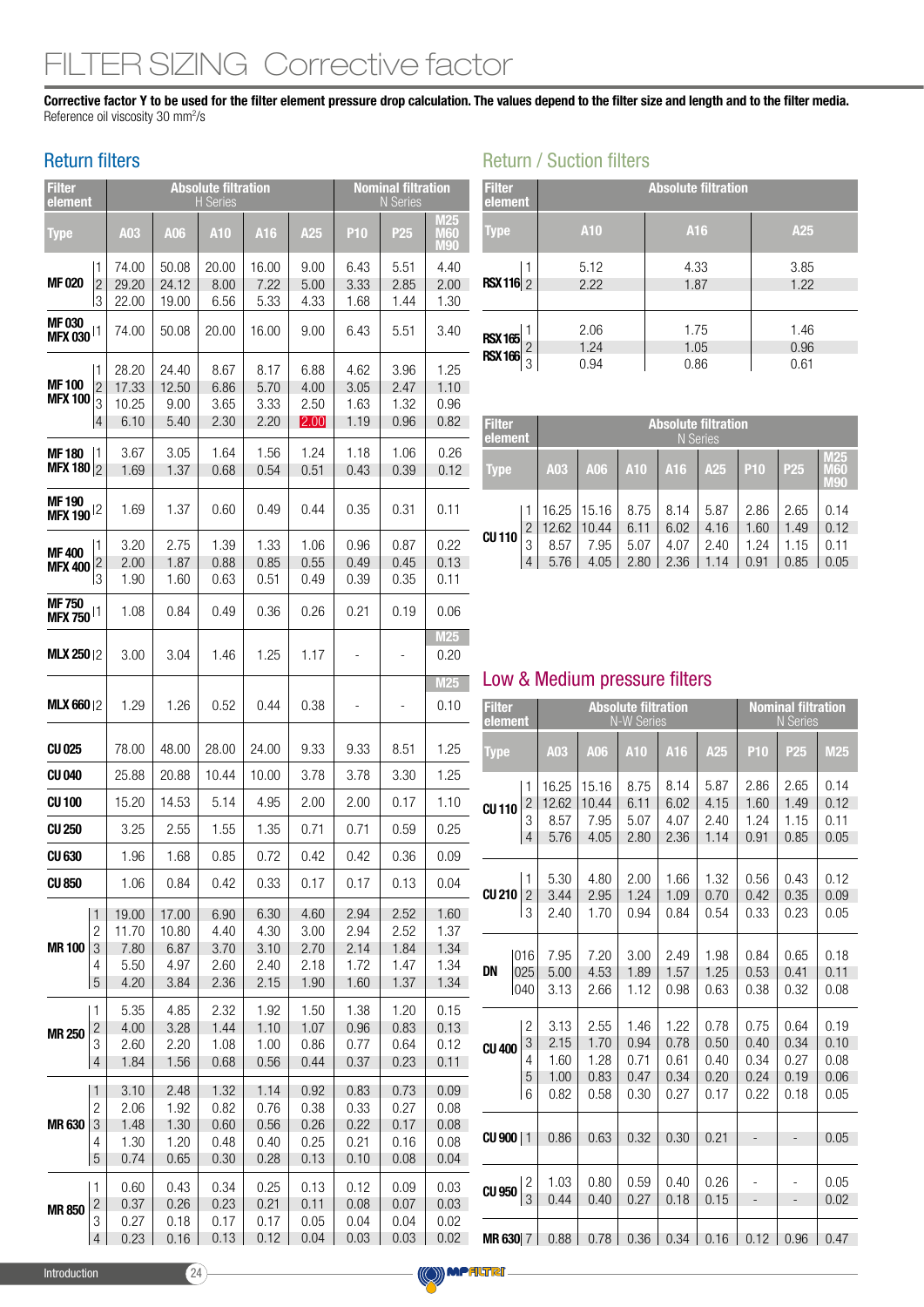# FILTER SIZING Corrective factor

**Corrective factor Y to be used for the filter element pressure drop calculation. The values depend to the filter size and length and to the filter media.**
Reference oil viscosity 30 mm²/s

## Return filters

| Filter element | | Absolute filtration H Series | | | | | Nominal filtration N Series | | |
|---|---|---|---|---|---|---|---|---|---|
| Type | | A03 | A06 | A10 | A16 | A25 | P10 | P25 | M25 M60 M90 |
| MF 020 | 1 | 74.00 | 50.08 | 20.00 | 16.00 | 9.00 | 6.43 | 5.51 | 4.40 |
| | 2 | 29.20 | 24.12 | 8.00 | 7.22 | 5.00 | 3.33 | 2.85 | 2.00 |
| | 3 | 22.00 | 19.00 | 6.56 | 5.33 | 4.33 | 1.68 | 1.44 | 1.30 |
| MF 030 MFX 030 | 1 | 74.00 | 50.08 | 20.00 | 16.00 | 9.00 | 6.43 | 5.51 | 3.40 |
| MF 100 MFX 100 | 1 | 28.20 | 24.40 | 8.67 | 8.17 | 6.88 | 4.62 | 3.96 | 1.25 |
| | 2 | 17.33 | 12.50 | 6.86 | 5.70 | 4.00 | 3.05 | 2.47 | 1.10 |
| | 3 | 10.25 | 9.00 | 3.65 | 3.33 | 2.50 | 1.63 | 1.32 | 0.96 |
| | 4 | 6.10 | 5.40 | 2.30 | 2.20 | 2.00 | 1.19 | 0.96 | 0.82 |
| MF 180 MFX 180 | 1 | 3.67 | 3.05 | 1.64 | 1.56 | 1.24 | 1.18 | 1.06 | 0.26 |
| | 2 | 1.69 | 1.37 | 0.68 | 0.54 | 0.51 | 0.43 | 0.39 | 0.12 |
| MF 190 MFX 190 | 2 | 1.69 | 1.37 | 0.60 | 0.49 | 0.44 | 0.35 | 0.31 | 0.11 |
| MF 400 MFX 400 | 1 | 3.20 | 2.75 | 1.39 | 1.33 | 1.06 | 0.96 | 0.87 | 0.22 |
| | 2 | 2.00 | 1.87 | 0.88 | 0.85 | 0.55 | 0.49 | 0.45 | 0.13 |
| | 3 | 1.90 | 1.60 | 0.63 | 0.51 | 0.49 | 0.39 | 0.35 | 0.11 |
| MF 750 MFX 750 | 1 | 1.08 | 0.84 | 0.49 | 0.36 | 0.26 | 0.21 | 0.19 | 0.06 |
| | | | | | | | | | M25 |
| MLX 250 | 2 | 3.00 | 3.04 | 1.46 | 1.25 | 1.17 | - | - | 0.20 |
| | | | | | | | | | M25 |
| MLX 660 | 2 | 1.29 | 1.26 | 0.52 | 0.44 | 0.38 | - | - | 0.10 |
| CU 025 | | 78.00 | 48.00 | 28.00 | 24.00 | 9.33 | 9.33 | 8.51 | 1.25 |
| CU 040 | | 25.88 | 20.88 | 10.44 | 10.00 | 3.78 | 3.78 | 3.30 | 1.25 |
| CU 100 | | 15.20 | 14.53 | 5.14 | 4.95 | 2.00 | 2.00 | 0.17 | 1.10 |
| CU 250 | | 3.25 | 2.55 | 1.55 | 1.35 | 0.71 | 0.71 | 0.59 | 0.25 |
| CU 630 | | 1.96 | 1.68 | 0.85 | 0.72 | 0.42 | 0.42 | 0.36 | 0.09 |
| CU 850 | | 1.06 | 0.84 | 0.42 | 0.33 | 0.17 | 0.17 | 0.13 | 0.04 |
| MR 100 | 1 | 19.00 | 17.00 | 6.90 | 6.30 | 4.60 | 2.94 | 2.52 | 1.60 |
| | 2 | 11.70 | 10.80 | 4.40 | 4.30 | 3.00 | 2.94 | 2.52 | 1.37 |
| | 3 | 7.80 | 6.87 | 3.70 | 3.10 | 2.70 | 2.14 | 1.84 | 1.34 |
| | 4 | 5.50 | 4.97 | 2.60 | 2.40 | 2.18 | 1.72 | 1.47 | 1.34 |
| | 5 | 4.20 | 3.84 | 2.36 | 2.15 | 1.90 | 1.60 | 1.37 | 1.34 |
| MR 250 | 1 | 5.35 | 4.85 | 2.32 | 1.92 | 1.50 | 1.38 | 1.20 | 0.15 |
| | 2 | 4.00 | 3.28 | 1.44 | 1.10 | 1.07 | 0.96 | 0.83 | 0.13 |
| | 3 | 2.60 | 2.20 | 1.08 | 1.00 | 0.86 | 0.77 | 0.64 | 0.12 |
| | 4 | 1.84 | 1.56 | 0.68 | 0.56 | 0.44 | 0.37 | 0.23 | 0.11 |
| MR 630 | 1 | 3.10 | 2.48 | 1.32 | 1.14 | 0.92 | 0.83 | 0.73 | 0.09 |
| | 2 | 2.06 | 1.92 | 0.82 | 0.76 | 0.38 | 0.33 | 0.27 | 0.08 |
| | 3 | 1.48 | 1.30 | 0.60 | 0.56 | 0.26 | 0.22 | 0.17 | 0.08 |
| | 4 | 1.30 | 1.20 | 0.48 | 0.40 | 0.25 | 0.21 | 0.16 | 0.08 |
| | 5 | 0.74 | 0.65 | 0.30 | 0.28 | 0.13 | 0.10 | 0.08 | 0.04 |
| MR 850 | 1 | 0.60 | 0.43 | 0.34 | 0.25 | 0.13 | 0.12 | 0.09 | 0.03 |
| | 2 | 0.37 | 0.26 | 0.23 | 0.21 | 0.11 | 0.08 | 0.07 | 0.03 |
| | 3 | 0.27 | 0.18 | 0.17 | 0.17 | 0.05 | 0.04 | 0.04 | 0.02 |
| | 4 | 0.23 | 0.16 | 0.13 | 0.12 | 0.04 | 0.03 | 0.03 | 0.02 |

## Return / Suction filters

| Filter element | | Absolute filtration | | |
|---|---|---|---|---|
| Type | | A10 | A16 | A25 |
| RSX 116 | 1 | 5.12 | 4.33 | 3.85 |
| | 2 | 2.22 | 1.87 | 1.22 |
| RSX 165 RSX 166 | 1 | 2.06 | 1.75 | 1.46 |
| | 2 | 1.24 | 1.05 | 0.96 |
| | 3 | 0.94 | 0.86 | 0.61 |

| Filter element | | Absolute filtration N Series | | | | | | | |
|---|---|---|---|---|---|---|---|---|---|
| Type | | A03 | A06 | A10 | A16 | A25 | P10 | P25 | M25 M60 M90 |
| CU 110 | 1 | 16.25 | 15.16 | 8.75 | 8.14 | 5.87 | 2.86 | 2.65 | 0.14 |
| | 2 | 12.62 | 10.44 | 6.11 | 6.02 | 4.16 | 1.60 | 1.49 | 0.12 |
| | 3 | 8.57 | 7.95 | 5.07 | 4.07 | 2.40 | 1.24 | 1.15 | 0.11 |
| | 4 | 5.76 | 4.05 | 2.80 | 2.36 | 1.14 | 0.91 | 0.85 | 0.05 |

## Low & Medium pressure filters

| Filter element | | Absolute filtration N-W Series | | | | | Nominal filtration N Series | | |
|---|---|---|---|---|---|---|---|---|---|
| Type | | A03 | A06 | A10 | A16 | A25 | P10 | P25 | M25 |
| CU 110 | 1 | 16.25 | 15.16 | 8.75 | 8.14 | 5.87 | 2.86 | 2.65 | 0.14 |
| | 2 | 12.62 | 10.44 | 6.11 | 6.02 | 4.15 | 1.60 | 1.49 | 0.12 |
| | 3 | 8.57 | 7.95 | 5.07 | 4.07 | 2.40 | 1.24 | 1.15 | 0.11 |
| | 4 | 5.76 | 4.05 | 2.80 | 2.36 | 1.14 | 0.91 | 0.85 | 0.05 |
| CU 210 | 1 | 5.30 | 4.80 | 2.00 | 1.66 | 1.32 | 0.56 | 0.43 | 0.12 |
| | 2 | 3.44 | 2.95 | 1.24 | 1.09 | 0.70 | 0.42 | 0.35 | 0.09 |
| | 3 | 2.40 | 1.70 | 0.94 | 0.84 | 0.54 | 0.33 | 0.23 | 0.05 |
| DN | 016 | 7.95 | 7.20 | 3.00 | 2.49 | 1.98 | 0.84 | 0.65 | 0.18 |
| | 025 | 5.00 | 4.53 | 1.89 | 1.57 | 1.25 | 0.53 | 0.41 | 0.11 |
| | 040 | 3.13 | 2.66 | 1.12 | 0.98 | 0.63 | 0.38 | 0.32 | 0.08 |
| CU 400 | 2 | 3.13 | 2.55 | 1.46 | 1.22 | 0.78 | 0.75 | 0.64 | 0.19 |
| | 3 | 2.15 | 1.70 | 0.94 | 0.78 | 0.50 | 0.40 | 0.34 | 0.10 |
| | 4 | 1.60 | 1.28 | 0.71 | 0.61 | 0.40 | 0.34 | 0.27 | 0.08 |
| | 5 | 1.00 | 0.83 | 0.47 | 0.34 | 0.20 | 0.24 | 0.19 | 0.06 |
| | 6 | 0.82 | 0.58 | 0.30 | 0.27 | 0.17 | 0.22 | 0.18 | 0.05 |
| CU 900 | 1 | 0.86 | 0.63 | 0.32 | 0.30 | 0.21 | - | - | 0.05 |
| CU 950 | 2 | 1.03 | 0.80 | 0.59 | 0.40 | 0.26 | - | - | 0.05 |
| | 3 | 0.44 | 0.40 | 0.27 | 0.18 | 0.15 | - | - | 0.02 |
| MR 630 | 7 | 0.88 | 0.78 | 0.36 | 0.34 | 0.16 | 0.12 | 0.96 | 0.47 |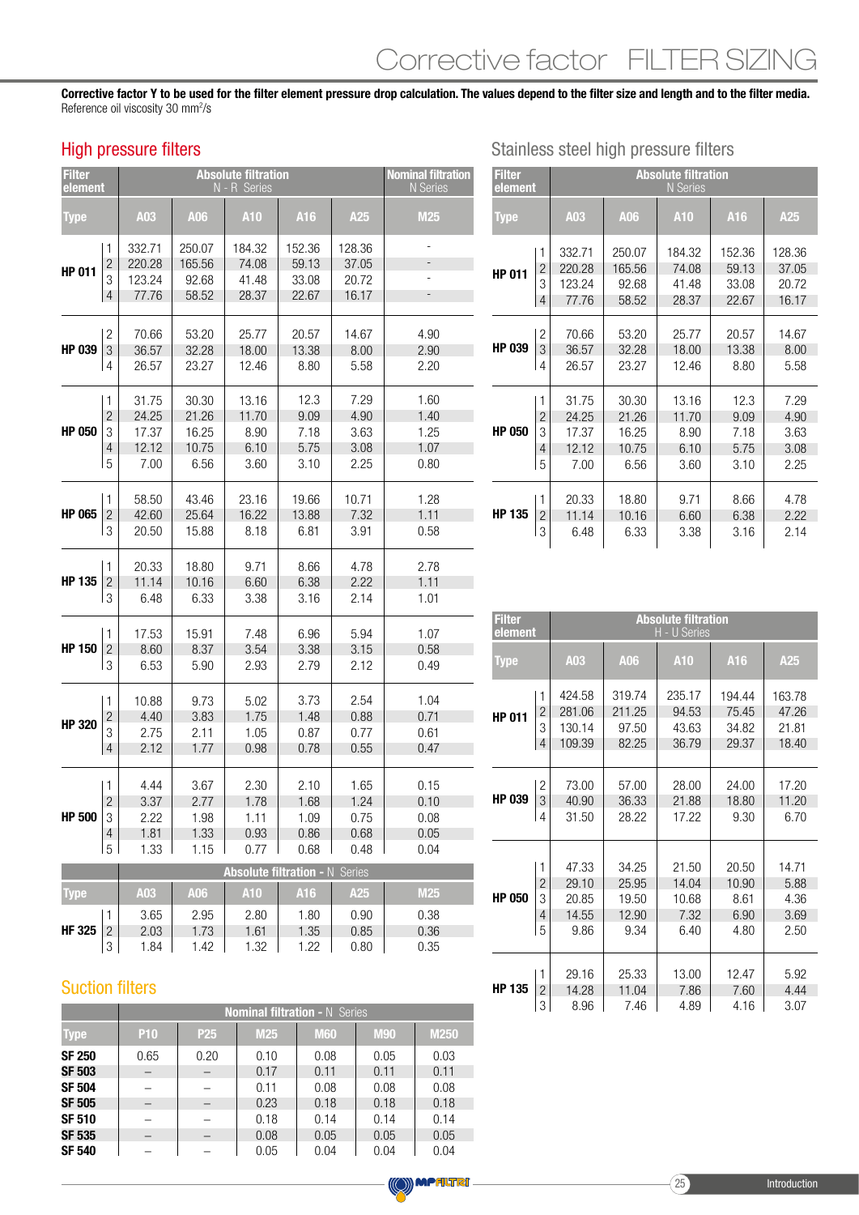# Corrective factor FILTER SIZING

**Corrective factor Y to be used for the filter element pressure drop calculation. The values depend to the filter size and length and to the filter media.**
Reference oil viscosity 30 mm²/s

## High pressure filters

| Filter element | | Absolute filtration N - R Series | | | | | Nominal filtration N Series |
|---|---|---|---|---|---|---|---|
| Type | | A03 | A06 | A10 | A16 | A25 | M25 |
| HP 011 | 1 | 332.71 | 250.07 | 184.32 | 152.36 | 128.36 | - |
| | 2 | 220.28 | 165.56 | 74.08 | 59.13 | 37.05 | - |
| | 3 | 123.24 | 92.68 | 41.48 | 33.08 | 20.72 | - |
| | 4 | 77.76 | 58.52 | 28.37 | 22.67 | 16.17 | - |
| HP 039 | 2 | 70.66 | 53.20 | 25.77 | 20.57 | 14.67 | 4.90 |
| | 3 | 36.57 | 32.28 | 18.00 | 13.38 | 8.00 | 2.90 |
| | 4 | 26.57 | 23.27 | 12.46 | 8.80 | 5.58 | 2.20 |
| HP 050 | 1 | 31.75 | 30.30 | 13.16 | 12.3 | 7.29 | 1.60 |
| | 2 | 24.25 | 21.26 | 11.70 | 9.09 | 4.90 | 1.40 |
| | 3 | 17.37 | 16.25 | 8.90 | 7.18 | 3.63 | 1.25 |
| | 4 | 12.12 | 10.75 | 6.10 | 5.75 | 3.08 | 1.07 |
| | 5 | 7.00 | 6.56 | 3.60 | 3.10 | 2.25 | 0.80 |
| HP 065 | 1 | 58.50 | 43.46 | 23.16 | 19.66 | 10.71 | 1.28 |
| | 2 | 42.60 | 25.64 | 16.22 | 13.88 | 7.32 | 1.11 |
| | 3 | 20.50 | 15.88 | 8.18 | 6.81 | 3.91 | 0.58 |
| HP 135 | 1 | 20.33 | 18.80 | 9.71 | 8.66 | 4.78 | 2.78 |
| | 2 | 11.14 | 10.16 | 6.60 | 6.38 | 2.22 | 1.11 |
| | 3 | 6.48 | 6.33 | 3.38 | 3.16 | 2.14 | 1.01 |
| HP 150 | 1 | 17.53 | 15.91 | 7.48 | 6.96 | 5.94 | 1.07 |
| | 2 | 8.60 | 8.37 | 3.54 | 3.38 | 3.15 | 0.58 |
| | 3 | 6.53 | 5.90 | 2.93 | 2.79 | 2.12 | 0.49 |
| HP 320 | 1 | 10.88 | 9.73 | 5.02 | 3.73 | 2.54 | 1.04 |
| | 2 | 4.40 | 3.83 | 1.75 | 1.48 | 0.88 | 0.71 |
| | 3 | 2.75 | 2.11 | 1.05 | 0.87 | 0.77 | 0.61 |
| | 4 | 2.12 | 1.77 | 0.98 | 0.78 | 0.55 | 0.47 |
| HP 500 | 1 | 4.44 | 3.67 | 2.30 | 2.10 | 1.65 | 0.15 |
| | 2 | 3.37 | 2.77 | 1.78 | 1.68 | 1.24 | 0.10 |
| | 3 | 2.22 | 1.98 | 1.11 | 1.09 | 0.75 | 0.08 |
| | 4 | 1.81 | 1.33 | 0.93 | 0.86 | 0.68 | 0.05 |
| | 5 | 1.33 | 1.15 | 0.77 | 0.68 | 0.48 | 0.04 |

| | | Absolute filtration - N Series | | | | | |
|---|---|---|---|---|---|---|---|
| Type | | A03 | A06 | A10 | A16 | A25 | M25 |
| HF 325 | 1 | 3.65 | 2.95 | 2.80 | 1.80 | 0.90 | 0.38 |
| | 2 | 2.03 | 1.73 | 1.61 | 1.35 | 0.85 | 0.36 |
| | 3 | 1.84 | 1.42 | 1.32 | 1.22 | 0.80 | 0.35 |

## Suction filters

| | Nominal filtration - N Series | | | | | |
|---|---|---|---|---|---|---|
| Type | P10 | P25 | M25 | M60 | M90 | M250 |
| **SF 250** | 0.65 | 0.20 | 0.10 | 0.08 | 0.05 | 0.03 |
| **SF 503** | – | – | 0.17 | 0.11 | 0.11 | 0.11 |
| **SF 504** | – | – | 0.11 | 0.08 | 0.08 | 0.08 |
| **SF 505** | – | – | 0.23 | 0.18 | 0.18 | 0.18 |
| **SF 510** | – | – | 0.18 | 0.14 | 0.14 | 0.14 |
| **SF 535** | – | – | 0.08 | 0.05 | 0.05 | 0.05 |
| **SF 540** | – | – | 0.05 | 0.04 | 0.04 | 0.04 |

## Stainless steel high pressure filters

| Filter element | | Absolute filtration N Series | | | | |
|---|---|---|---|---|---|---|
| Type | | A03 | A06 | A10 | A16 | A25 |
| HP 011 | 1 | 332.71 | 250.07 | 184.32 | 152.36 | 128.36 |
| | 2 | 220.28 | 165.56 | 74.08 | 59.13 | 37.05 |
| | 3 | 123.24 | 92.68 | 41.48 | 33.08 | 20.72 |
| | 4 | 77.76 | 58.52 | 28.37 | 22.67 | 16.17 |
| HP 039 | 2 | 70.66 | 53.20 | 25.77 | 20.57 | 14.67 |
| | 3 | 36.57 | 32.28 | 18.00 | 13.38 | 8.00 |
| | 4 | 26.57 | 23.27 | 12.46 | 8.80 | 5.58 |
| HP 050 | 1 | 31.75 | 30.30 | 13.16 | 12.3 | 7.29 |
| | 2 | 24.25 | 21.26 | 11.70 | 9.09 | 4.90 |
| | 3 | 17.37 | 16.25 | 8.90 | 7.18 | 3.63 |
| | 4 | 12.12 | 10.75 | 6.10 | 5.75 | 3.08 |
| | 5 | 7.00 | 6.56 | 3.60 | 3.10 | 2.25 |
| HP 135 | 1 | 20.33 | 18.80 | 9.71 | 8.66 | 4.78 |
| | 2 | 11.14 | 10.16 | 6.60 | 6.38 | 2.22 |
| | 3 | 6.48 | 6.33 | 3.38 | 3.16 | 2.14 |

| Filter element | | Absolute filtration H - U Series | | | | |
|---|---|---|---|---|---|---|
| Type | | A03 | A06 | A10 | A16 | A25 |
| HP 011 | 1 | 424.58 | 319.74 | 235.17 | 194.44 | 163.78 |
| | 2 | 281.06 | 211.25 | 94.53 | 75.45 | 47.26 |
| | 3 | 130.14 | 97.50 | 43.63 | 34.82 | 21.81 |
| | 4 | 109.39 | 82.25 | 36.79 | 29.37 | 18.40 |
| HP 039 | 2 | 73.00 | 57.00 | 28.00 | 24.00 | 17.20 |
| | 3 | 40.90 | 36.33 | 21.88 | 18.80 | 11.20 |
| | 4 | 31.50 | 28.22 | 17.22 | 9.30 | 6.70 |
| HP 050 | 1 | 47.33 | 34.25 | 21.50 | 20.50 | 14.71 |
| | 2 | 29.10 | 25.95 | 14.04 | 10.90 | 5.88 |
| | 3 | 20.85 | 19.50 | 10.68 | 8.61 | 4.36 |
| | 4 | 14.55 | 12.90 | 7.32 | 6.90 | 3.69 |
| | 5 | 9.86 | 9.34 | 6.40 | 4.80 | 2.50 |
| HP 135 | 1 | 29.16 | 25.33 | 13.00 | 12.47 | 5.92 |
| | 2 | 14.28 | 11.04 | 7.86 | 7.60 | 4.44 |
| | 3 | 8.96 | 7.46 | 4.89 | 4.16 | 3.07 |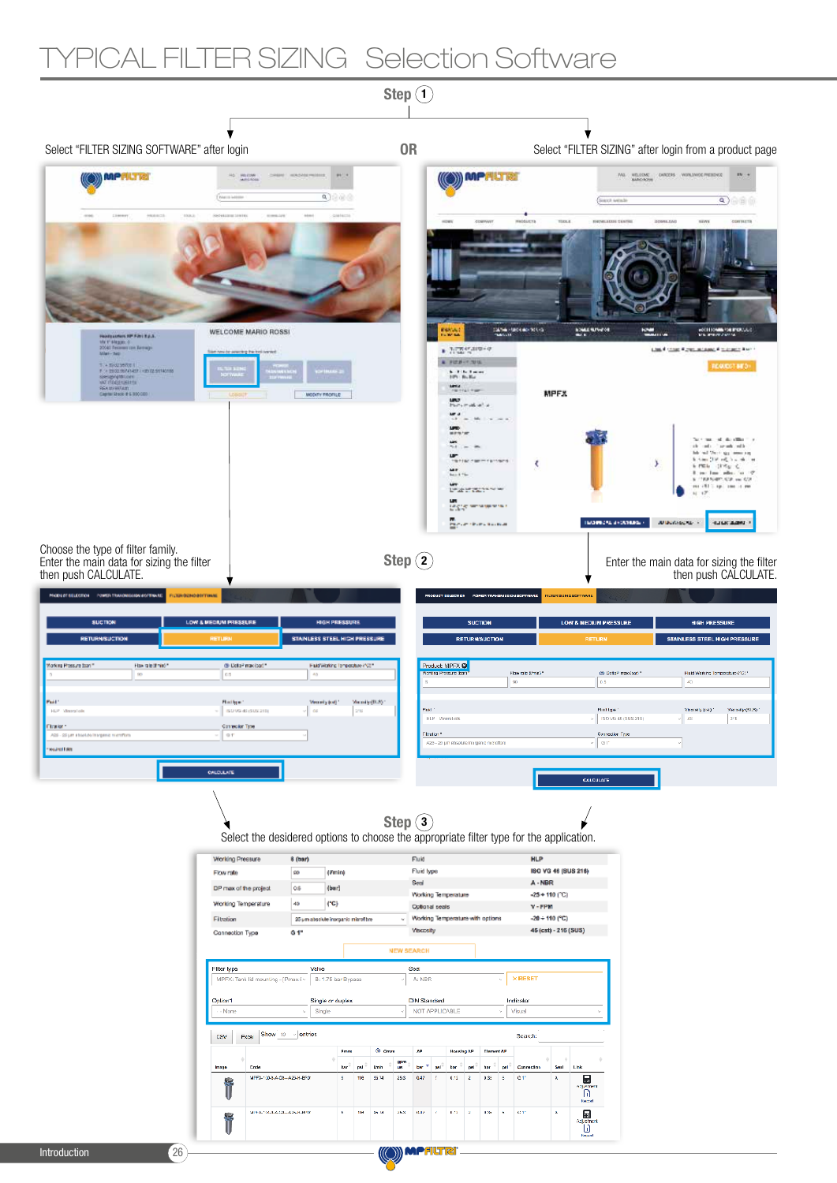# TYPICAL FILTER SIZING Selection Software

**Step 1**

Select "FILTER SIZING SOFTWARE" after login

OR

Select "FILTER SIZING" after login from a product page

**Step 2**

Choose the type of filter family.
Enter the main data for sizing the filter then push CALCULATE.

Enter the main data for sizing the filter then push CALCULATE.

**Step 3**

Select the desidered options to choose the appropriate filter type for the application.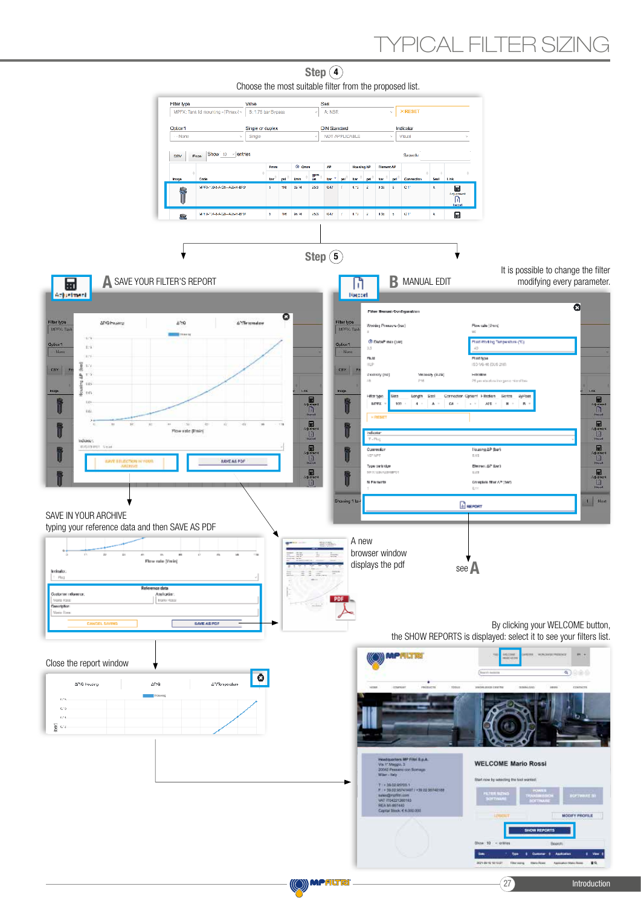# TYPICAL FILTER SIZING

## Step 4

Choose the most suitable filter from the proposed list.

## Step 5

### A SAVE YOUR FILTER'S REPORT

### B MANUAL EDIT

It is possible to change the filter modifying every parameter.

SAVE IN YOUR ARCHIVE
typing your reference data and then SAVE AS PDF

A new browser window displays the pdf

see A

By clicking your WELCOME button, the SHOW REPORTS is displayed: select it to see your filters list.

Close the report window

Introduction